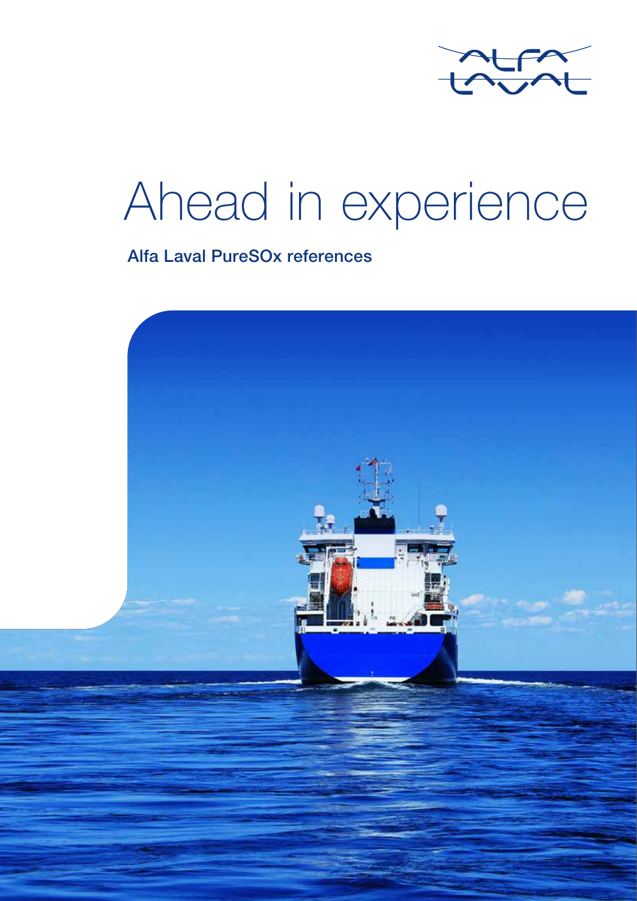# Ahead in experience

**Alfa Laval PureSOx references**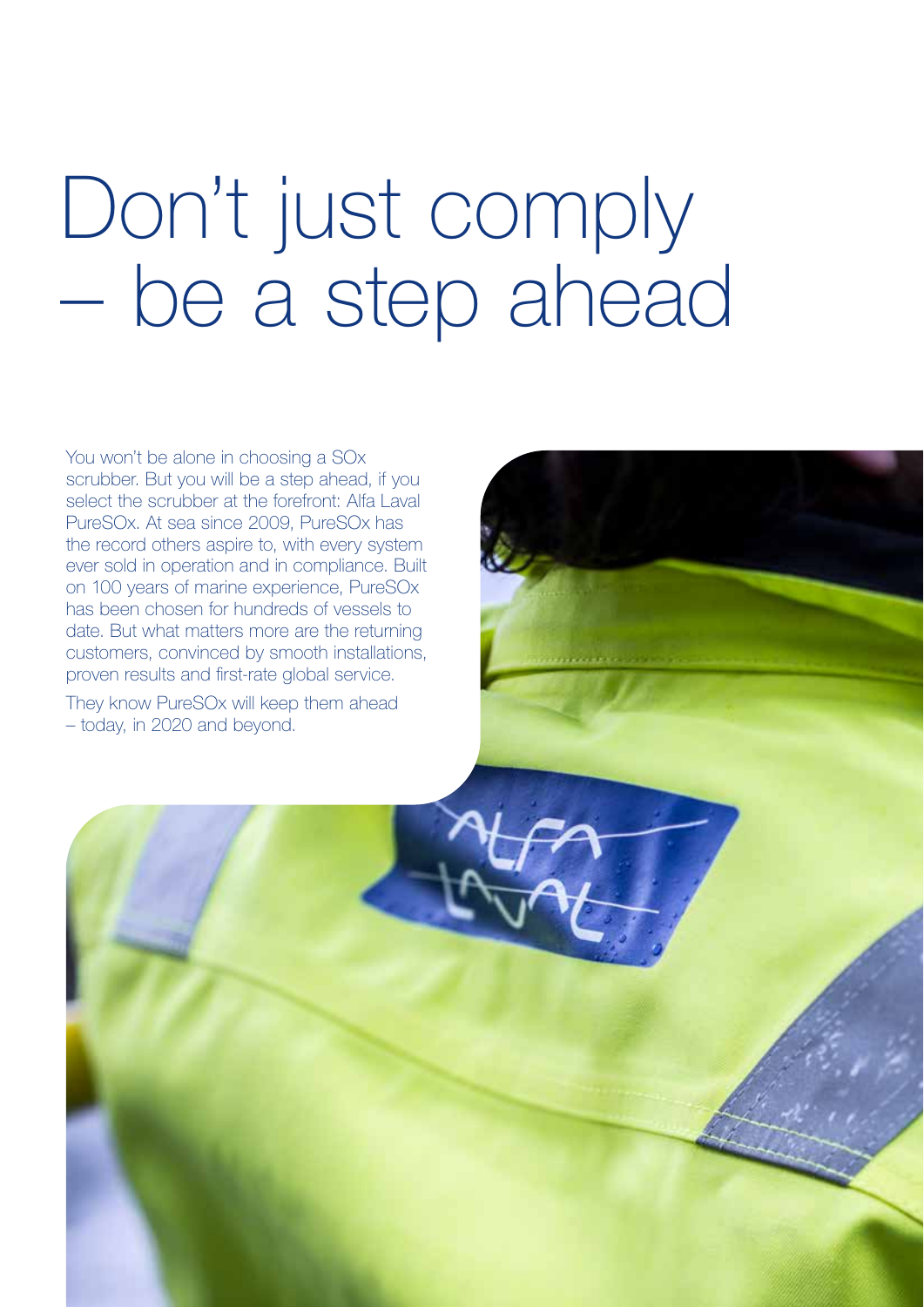# Don't just comply – be a step ahead

You won't be alone in choosing a SOx scrubber. But you will be a step ahead, if you select the scrubber at the forefront: Alfa Laval PureSOx. At sea since 2009, PureSOx has the record others aspire to, with every system ever sold in operation and in compliance. Built on 100 years of marine experience, PureSOx has been chosen for hundreds of vessels to date. But what matters more are the returning customers, convinced by smooth installations, proven results and first-rate global service.

They know PureSOx will keep them ahead – today, in 2020 and beyond.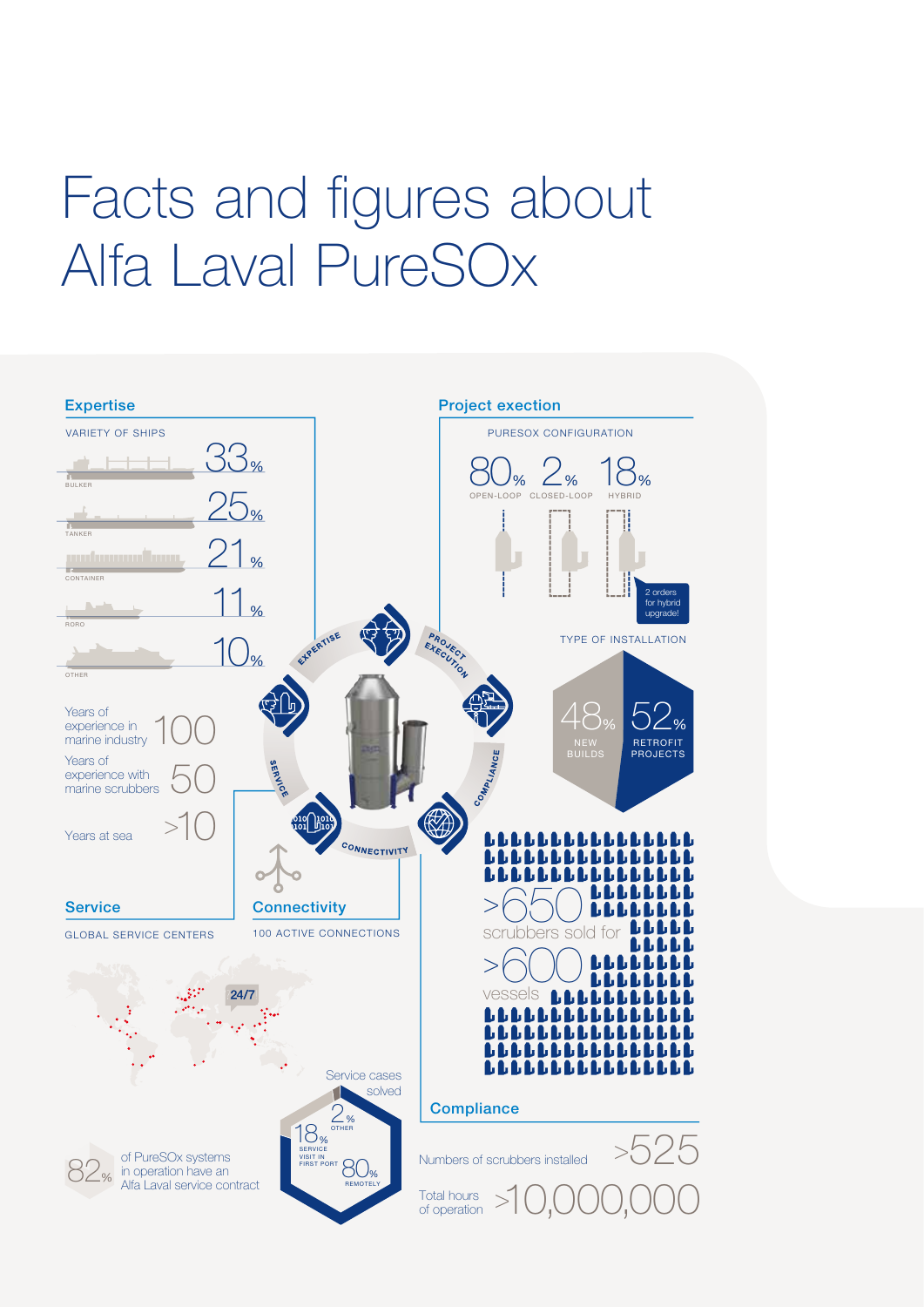# Facts and figures about Alfa Laval PureSOx

## Expertise

VARIETY OF SHIPS

| Ship type | Share |
|---|---|
| BULKER | 33% |
| TANKER | 25% |
| CONTAINER | 21% |
| RORO | 11% |
| OTHER | 10% |

Years of experience in marine industry 100

Years of experience with marine scrubbers 50

Years at sea >10

## Project exection

PURESOX CONFIGURATION

| 80% | 2% | 18% |
|---|---|---|
| OPEN-LOOP | CLOSED-LOOP | HYBRID |

2 orders for hybrid upgrade!

TYPE OF INSTALLATION

| 48% | 52% |
|---|---|
| NEW BUILDS | RETROFIT PROJECTS |

>650 scrubbers sold for >600 vessels

EXPERTISE · PROJECT EXECUTION · COMPLIANCE · CONNECTIVITY · SERVICE

## Service

GLOBAL SERVICE CENTERS

24/7

82% of PureSOx systems in operation have an Alfa Laval service contract

Service cases solved

- 2% OTHER
- 18% SERVICE VISIT IN FIRST PORT
- 80% REMOTELY

## Connectivity

100 ACTIVE CONNECTIONS

## Compliance

Numbers of scrubbers installed >525

Total hours of operation >10,000,000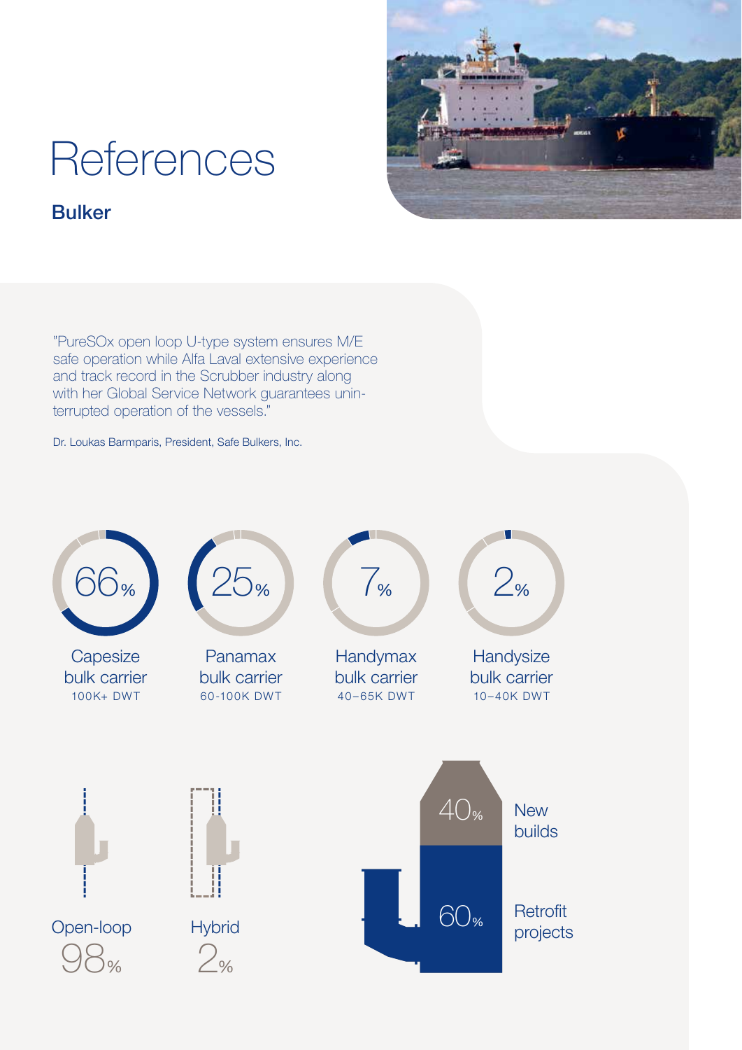# References

## Bulker

"PureSOx open loop U-type system ensures M/E safe operation while Alfa Laval extensive experience and track record in the Scrubber industry along with her Global Service Network guarantees uninterrupted operation of the vessels."

Dr. Loukas Barmparis, President, Safe Bulkers, Inc.

66%
Capesize bulk carrier
100K+ DWT

25%
Panamax bulk carrier
60-100K DWT

7%
Handymax bulk carrier
40–65K DWT

2%
Handysize bulk carrier
10–40K DWT

Open-loop
98%

Hybrid
2%

40%
New builds

60%
Retrofit projects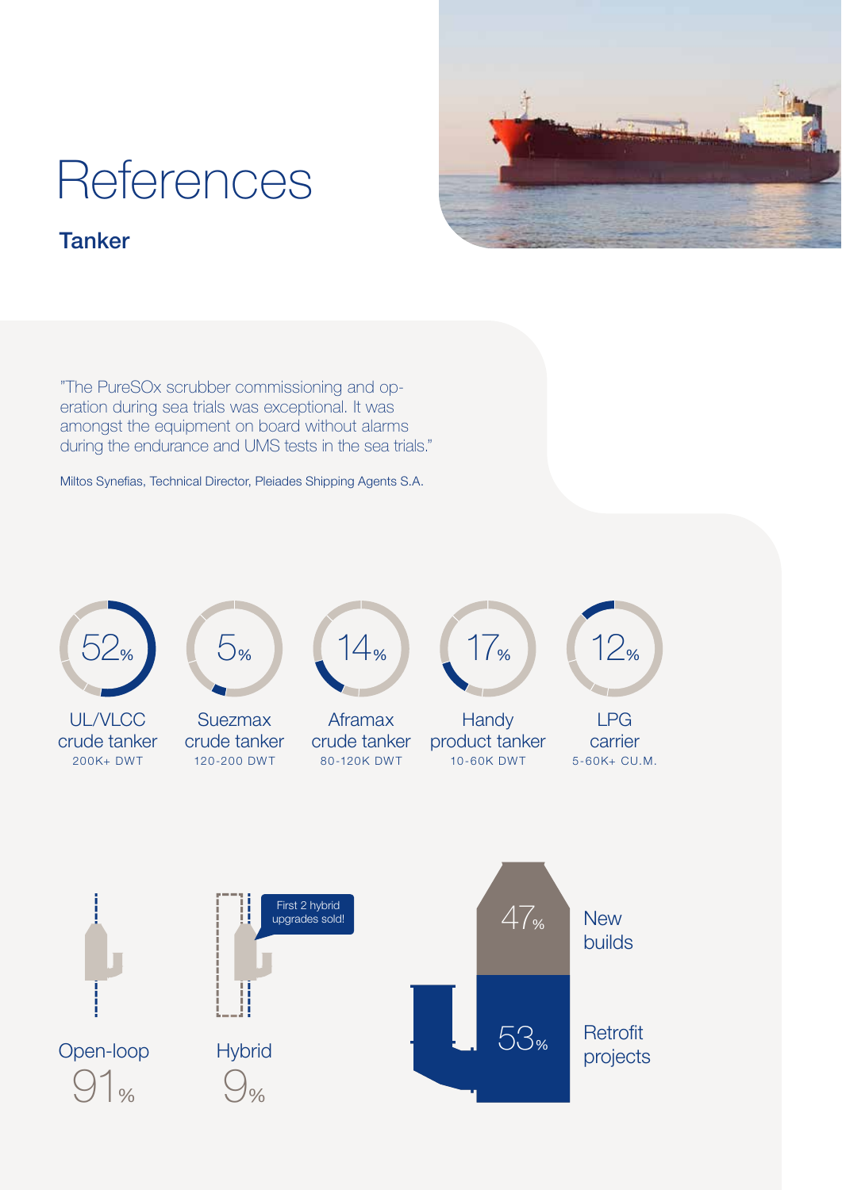# References

## Tanker

"The PureSOx scrubber commissioning and operation during sea trials was exceptional. It was amongst the equipment on board without alarms during the endurance and UMS tests in the sea trials."

Miltos Synefias, Technical Director, Pleiades Shipping Agents S.A.

52% UL/VLCC crude tanker 200K+ DWT

5% Suezmax crude tanker 120-200 DWT

14% Aframax crude tanker 80-120K DWT

17% Handy product tanker 10-60K DWT

12% LPG carrier 5-60K+ CU.M.

Open-loop 91%

Hybrid 9%

First 2 hybrid upgrades sold!

47% New builds

53% Retrofit projects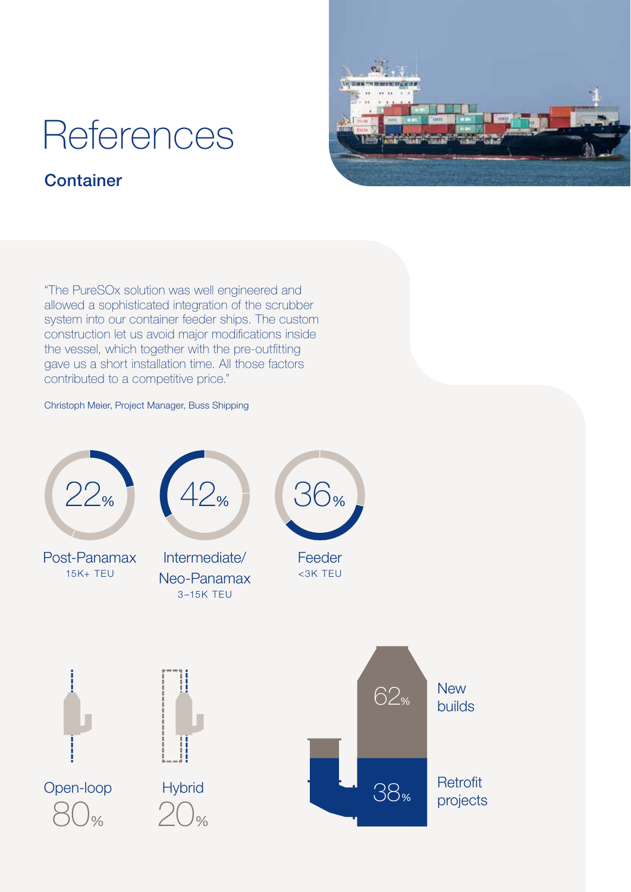# References

## Container

"The PureSOx solution was well engineered and allowed a sophisticated integration of the scrubber system into our container feeder ships. The custom construction let us avoid major modifications inside the vessel, which together with the pre-outfitting gave us a short installation time. All those factors contributed to a competitive price."

Christoph Meier, Project Manager, Buss Shipping

22%
Post-Panamax
15K+ TEU

42%
Intermediate/ Neo-Panamax
3–15K TEU

36%
Feeder
<3K TEU

Open-loop
80%

Hybrid
20%

62%
New builds

38%
Retrofit projects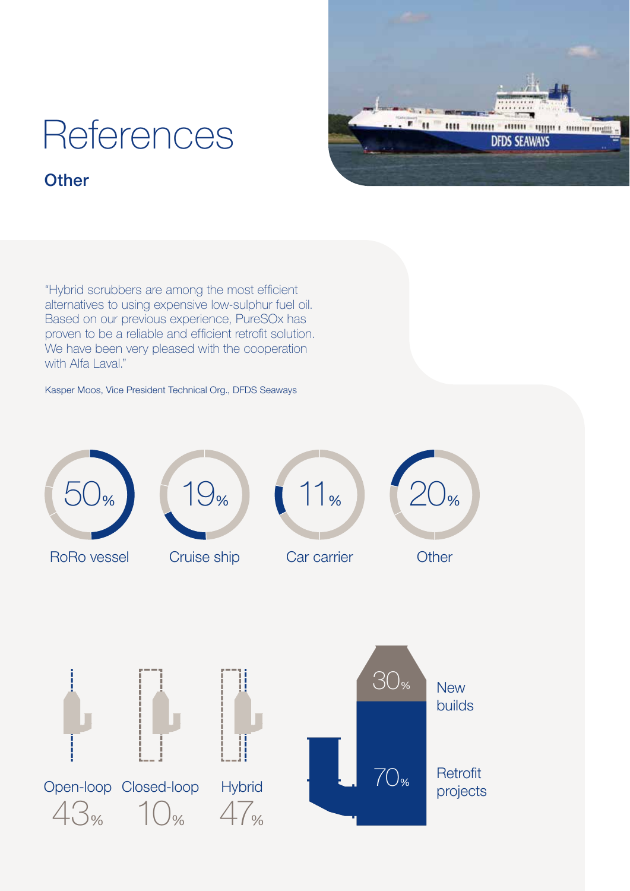# References

## Other

"Hybrid scrubbers are among the most efficient alternatives to using expensive low-sulphur fuel oil. Based on our previous experience, PureSOx has proven to be a reliable and efficient retrofit solution. We have been very pleased with the cooperation with Alfa Laval."

Kasper Moos, Vice President Technical Org., DFDS Seaways

50% RoRo vessel

19% Cruise ship

11% Car carrier

20% Other

Open-loop 43%

Closed-loop 10%

Hybrid 47%

30% New builds

70% Retrofit projects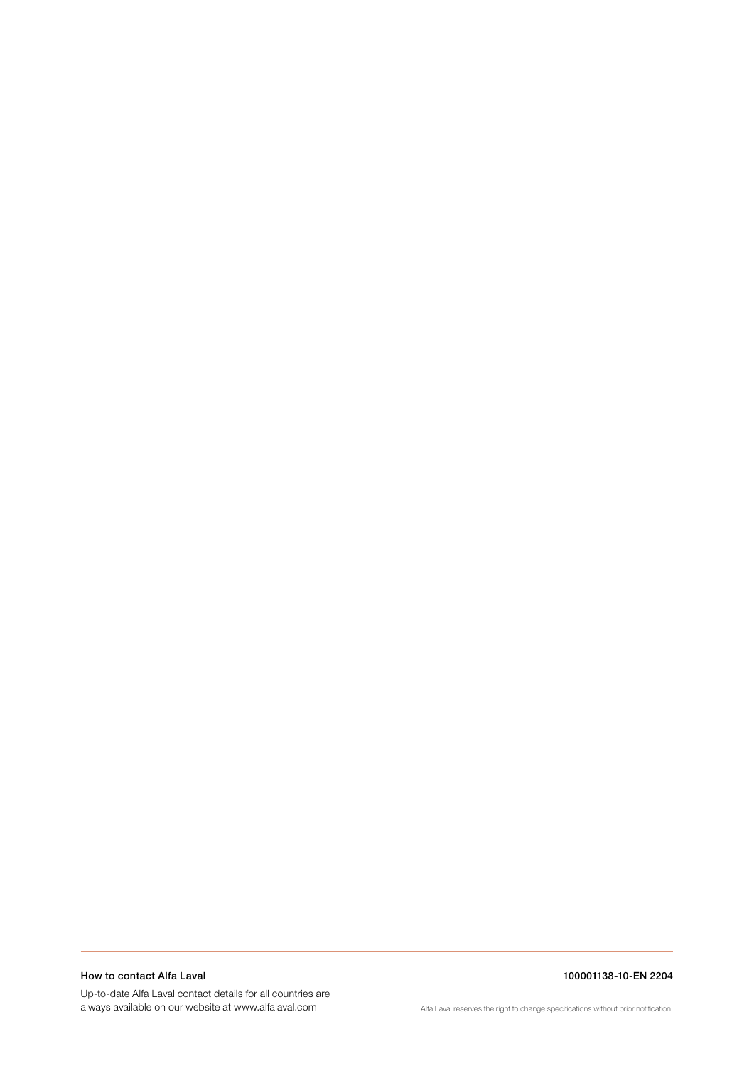**How to contact Alfa Laval**

Up-to-date Alfa Laval contact details for all countries are always available on our website at www.alfalaval.com

**100001138-10-EN 2204**

Alfa Laval reserves the right to change specifications without prior notification.